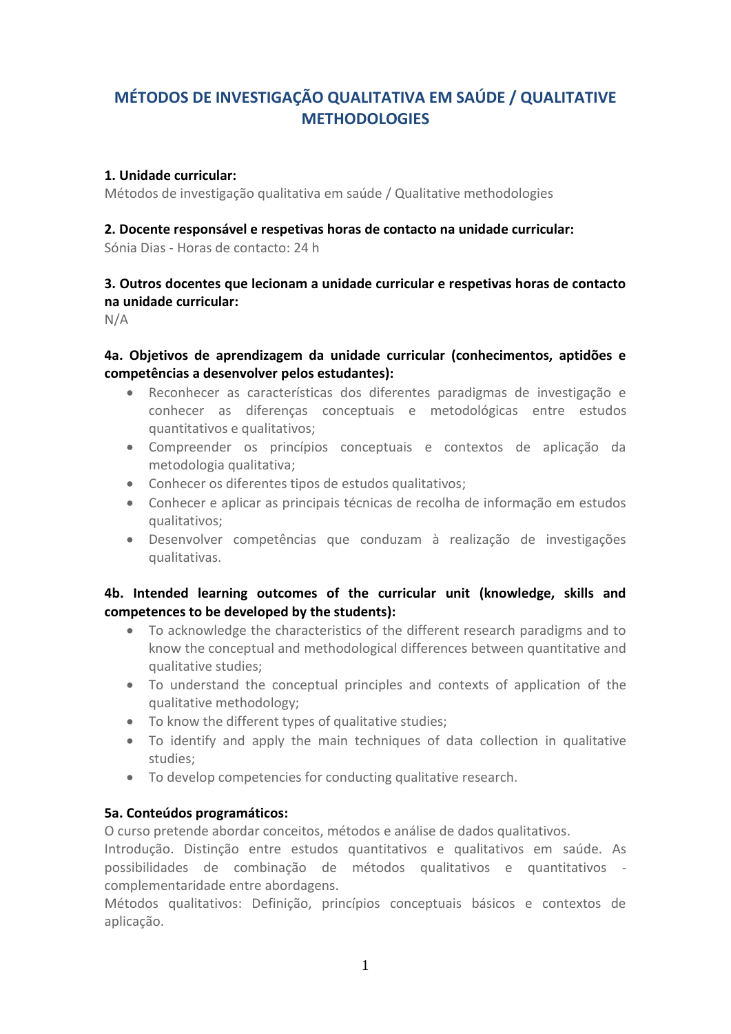# MÉTODOS DE INVESTIGAÇÃO QUALITATIVA EM SAÚDE / QUALITATIVE METHODOLOGIES

**1. Unidade curricular:**
Métodos de investigação qualitativa em saúde / Qualitative methodologies

**2. Docente responsável e respetivas horas de contacto na unidade curricular:**
Sónia Dias - Horas de contacto: 24 h

**3. Outros docentes que lecionam a unidade curricular e respetivas horas de contacto na unidade curricular:**
N/A

**4a. Objetivos de aprendizagem da unidade curricular (conhecimentos, aptidões e competências a desenvolver pelos estudantes):**

- Reconhecer as características dos diferentes paradigmas de investigação e conhecer as diferenças conceptuais e metodológicas entre estudos quantitativos e qualitativos;
- Compreender os princípios conceptuais e contextos de aplicação da metodologia qualitativa;
- Conhecer os diferentes tipos de estudos qualitativos;
- Conhecer e aplicar as principais técnicas de recolha de informação em estudos qualitativos;
- Desenvolver competências que conduzam à realização de investigações qualitativas.

**4b. Intended learning outcomes of the curricular unit (knowledge, skills and competences to be developed by the students):**

- To acknowledge the characteristics of the different research paradigms and to know the conceptual and methodological differences between quantitative and qualitative studies;
- To understand the conceptual principles and contexts of application of the qualitative methodology;
- To know the different types of qualitative studies;
- To identify and apply the main techniques of data collection in qualitative studies;
- To develop competencies for conducting qualitative research.

**5a. Conteúdos programáticos:**
O curso pretende abordar conceitos, métodos e análise de dados qualitativos.
Introdução. Distinção entre estudos quantitativos e qualitativos em saúde. As possibilidades de combinação de métodos qualitativos e quantitativos - complementaridade entre abordagens.
Métodos qualitativos: Definição, princípios conceptuais básicos e contextos de aplicação.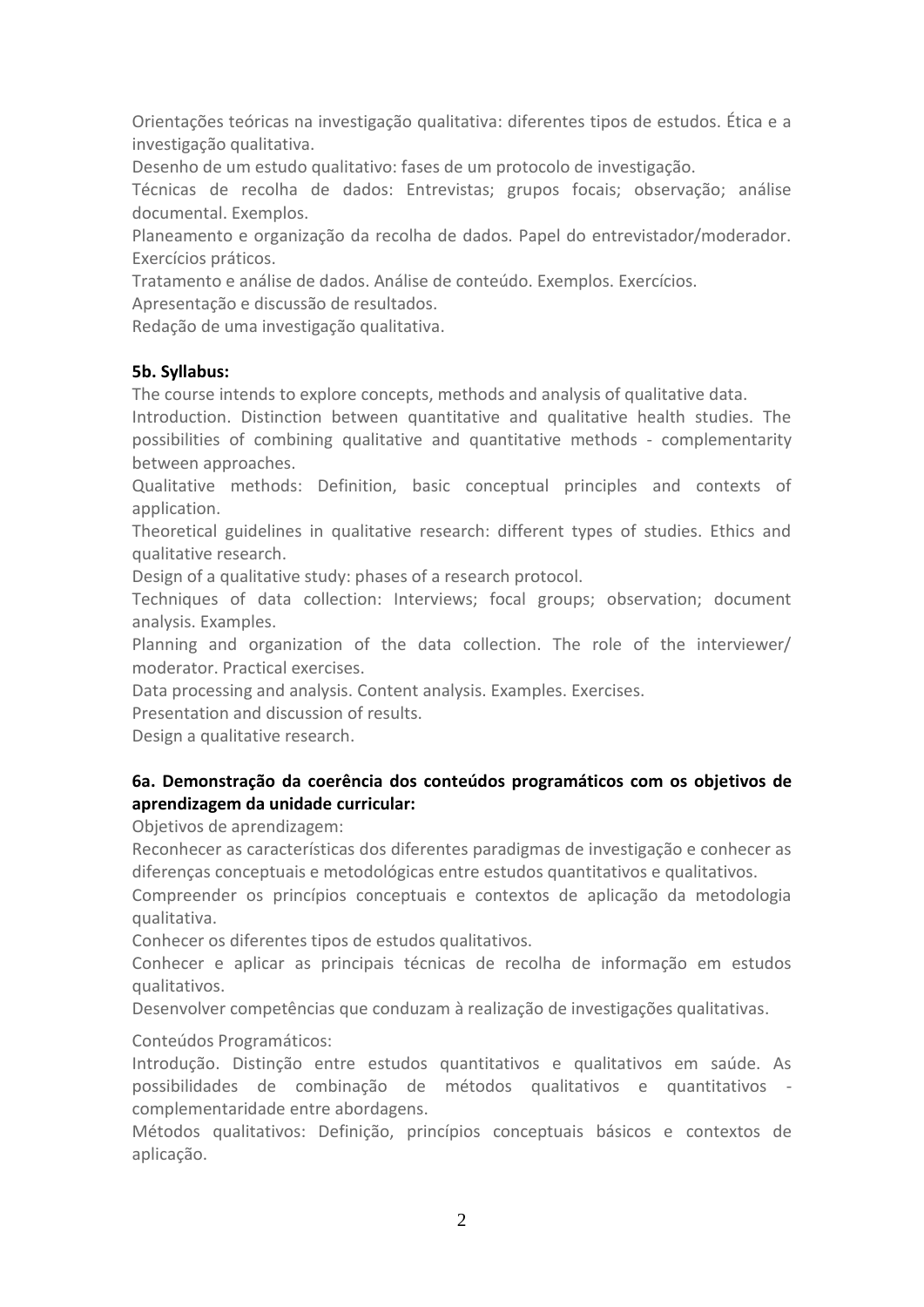Orientações teóricas na investigação qualitativa: diferentes tipos de estudos. Ética e a investigação qualitativa.

Desenho de um estudo qualitativo: fases de um protocolo de investigação.

Técnicas de recolha de dados: Entrevistas; grupos focais; observação; análise documental. Exemplos.

Planeamento e organização da recolha de dados. Papel do entrevistador/moderador. Exercícios práticos.

Tratamento e análise de dados. Análise de conteúdo. Exemplos. Exercícios.

Apresentação e discussão de resultados.

Redação de uma investigação qualitativa.

**5b. Syllabus:**

The course intends to explore concepts, methods and analysis of qualitative data.

Introduction. Distinction between quantitative and qualitative health studies. The possibilities of combining qualitative and quantitative methods - complementarity between approaches.

Qualitative methods: Definition, basic conceptual principles and contexts of application.

Theoretical guidelines in qualitative research: different types of studies. Ethics and qualitative research.

Design of a qualitative study: phases of a research protocol.

Techniques of data collection: Interviews; focal groups; observation; document analysis. Examples.

Planning and organization of the data collection. The role of the interviewer/ moderator. Practical exercises.

Data processing and analysis. Content analysis. Examples. Exercises.

Presentation and discussion of results.

Design a qualitative research.

**6a. Demonstração da coerência dos conteúdos programáticos com os objetivos de aprendizagem da unidade curricular:**

Objetivos de aprendizagem:

Reconhecer as características dos diferentes paradigmas de investigação e conhecer as diferenças conceptuais e metodológicas entre estudos quantitativos e qualitativos.

Compreender os princípios conceptuais e contextos de aplicação da metodologia qualitativa.

Conhecer os diferentes tipos de estudos qualitativos.

Conhecer e aplicar as principais técnicas de recolha de informação em estudos qualitativos.

Desenvolver competências que conduzam à realização de investigações qualitativas.

Conteúdos Programáticos:

Introdução. Distinção entre estudos quantitativos e qualitativos em saúde. As possibilidades de combinação de métodos qualitativos e quantitativos - complementaridade entre abordagens.

Métodos qualitativos: Definição, princípios conceptuais básicos e contextos de aplicação.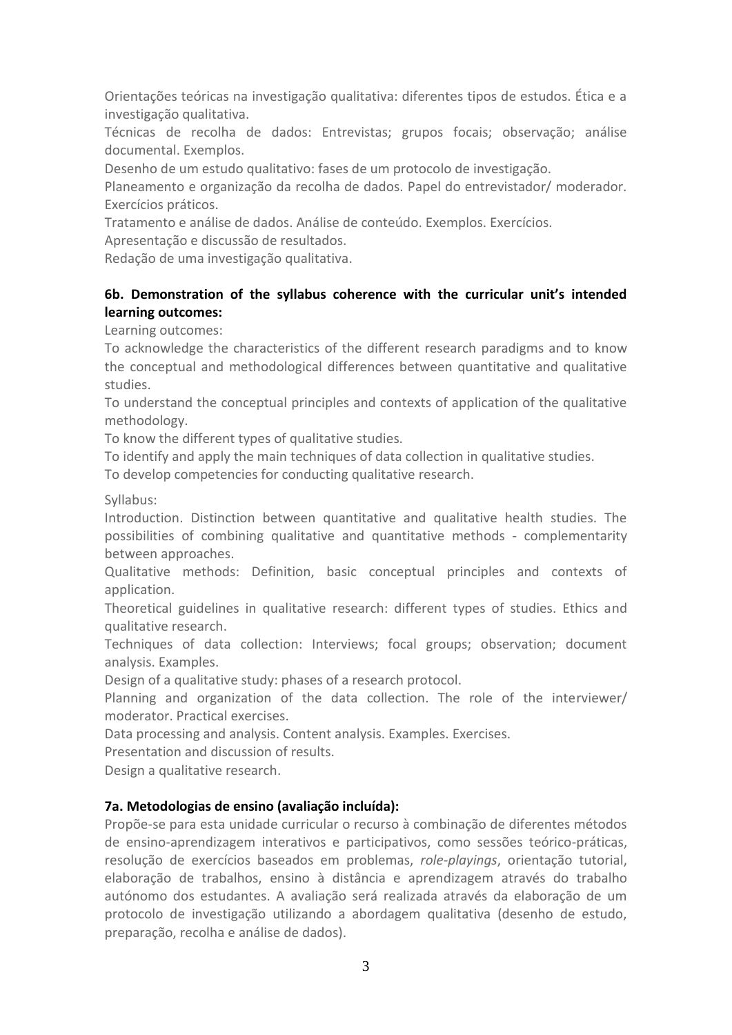Orientações teóricas na investigação qualitativa: diferentes tipos de estudos. Ética e a investigação qualitativa.

Técnicas de recolha de dados: Entrevistas; grupos focais; observação; análise documental. Exemplos.

Desenho de um estudo qualitativo: fases de um protocolo de investigação.

Planeamento e organização da recolha de dados. Papel do entrevistador/ moderador. Exercícios práticos.

Tratamento e análise de dados. Análise de conteúdo. Exemplos. Exercícios.

Apresentação e discussão de resultados.

Redação de uma investigação qualitativa.

### 6b. Demonstration of the syllabus coherence with the curricular unit's intended learning outcomes:

Learning outcomes:

To acknowledge the characteristics of the different research paradigms and to know the conceptual and methodological differences between quantitative and qualitative studies.

To understand the conceptual principles and contexts of application of the qualitative methodology.

To know the different types of qualitative studies.

To identify and apply the main techniques of data collection in qualitative studies.

To develop competencies for conducting qualitative research.

Syllabus:

Introduction. Distinction between quantitative and qualitative health studies. The possibilities of combining qualitative and quantitative methods - complementarity between approaches.

Qualitative methods: Definition, basic conceptual principles and contexts of application.

Theoretical guidelines in qualitative research: different types of studies. Ethics and qualitative research.

Techniques of data collection: Interviews; focal groups; observation; document analysis. Examples.

Design of a qualitative study: phases of a research protocol.

Planning and organization of the data collection. The role of the interviewer/ moderator. Practical exercises.

Data processing and analysis. Content analysis. Examples. Exercises.

Presentation and discussion of results.

Design a qualitative research.

### 7a. Metodologias de ensino (avaliação incluída):

Propõe-se para esta unidade curricular o recurso à combinação de diferentes métodos de ensino-aprendizagem interativos e participativos, como sessões teórico-práticas, resolução de exercícios baseados em problemas, *role-playings*, orientação tutorial, elaboração de trabalhos, ensino à distância e aprendizagem através do trabalho autónomo dos estudantes. A avaliação será realizada através da elaboração de um protocolo de investigação utilizando a abordagem qualitativa (desenho de estudo, preparação, recolha e análise de dados).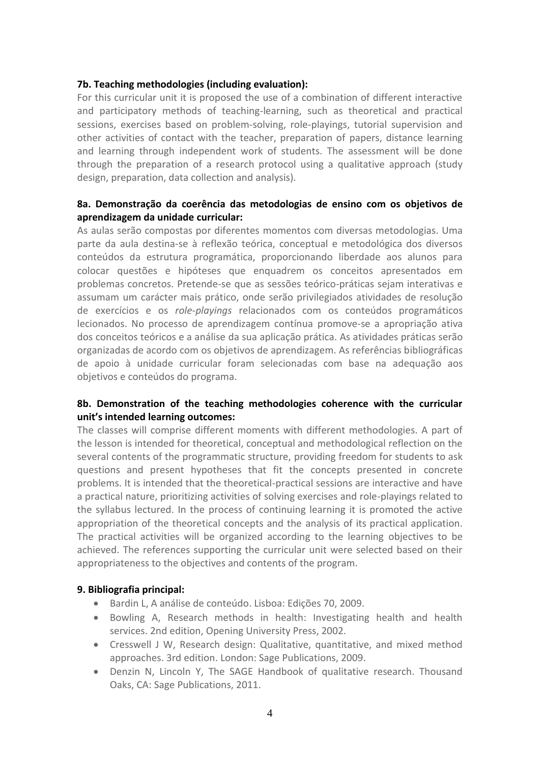**7b. Teaching methodologies (including evaluation):**

For this curricular unit it is proposed the use of a combination of different interactive and participatory methods of teaching-learning, such as theoretical and practical sessions, exercises based on problem-solving, role-playings, tutorial supervision and other activities of contact with the teacher, preparation of papers, distance learning and learning through independent work of students. The assessment will be done through the preparation of a research protocol using a qualitative approach (study design, preparation, data collection and analysis).

**8a. Demonstração da coerência das metodologias de ensino com os objetivos de aprendizagem da unidade curricular:**

As aulas serão compostas por diferentes momentos com diversas metodologias. Uma parte da aula destina-se à reflexão teórica, conceptual e metodológica dos diversos conteúdos da estrutura programática, proporcionando liberdade aos alunos para colocar questões e hipóteses que enquadrem os conceitos apresentados em problemas concretos. Pretende-se que as sessões teórico-práticas sejam interativas e assumam um carácter mais prático, onde serão privilegiados atividades de resolução de exercícios e os *role-playings* relacionados com os conteúdos programáticos lecionados. No processo de aprendizagem contínua promove-se a apropriação ativa dos conceitos teóricos e a análise da sua aplicação prática. As atividades práticas serão organizadas de acordo com os objetivos de aprendizagem. As referências bibliográficas de apoio à unidade curricular foram selecionadas com base na adequação aos objetivos e conteúdos do programa.

**8b. Demonstration of the teaching methodologies coherence with the curricular unit's intended learning outcomes:**

The classes will comprise different moments with different methodologies. A part of the lesson is intended for theoretical, conceptual and methodological reflection on the several contents of the programmatic structure, providing freedom for students to ask questions and present hypotheses that fit the concepts presented in concrete problems. It is intended that the theoretical-practical sessions are interactive and have a practical nature, prioritizing activities of solving exercises and role-playings related to the syllabus lectured. In the process of continuing learning it is promoted the active appropriation of the theoretical concepts and the analysis of its practical application. The practical activities will be organized according to the learning objectives to be achieved. The references supporting the curricular unit were selected based on their appropriateness to the objectives and contents of the program.

**9. Bibliografia principal:**

- Bardin L, A análise de conteúdo. Lisboa: Edições 70, 2009.
- Bowling A, Research methods in health: Investigating health and health services. 2nd edition, Opening University Press, 2002.
- Cresswell J W, Research design: Qualitative, quantitative, and mixed method approaches. 3rd edition. London: Sage Publications, 2009.
- Denzin N, Lincoln Y, The SAGE Handbook of qualitative research. Thousand Oaks, CA: Sage Publications, 2011.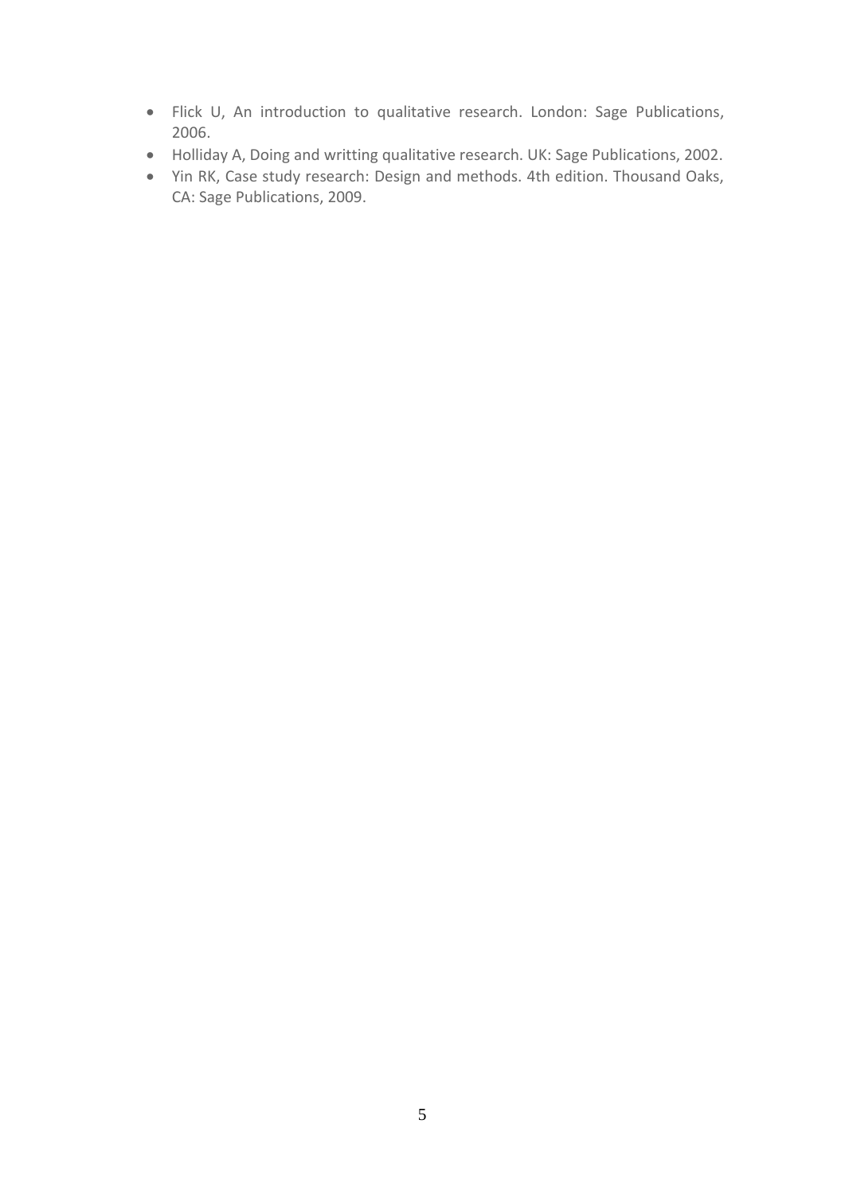- Flick U, An introduction to qualitative research. London: Sage Publications, 2006.
- Holliday A, Doing and writting qualitative research. UK: Sage Publications, 2002.
- Yin RK, Case study research: Design and methods. 4th edition. Thousand Oaks, CA: Sage Publications, 2009.